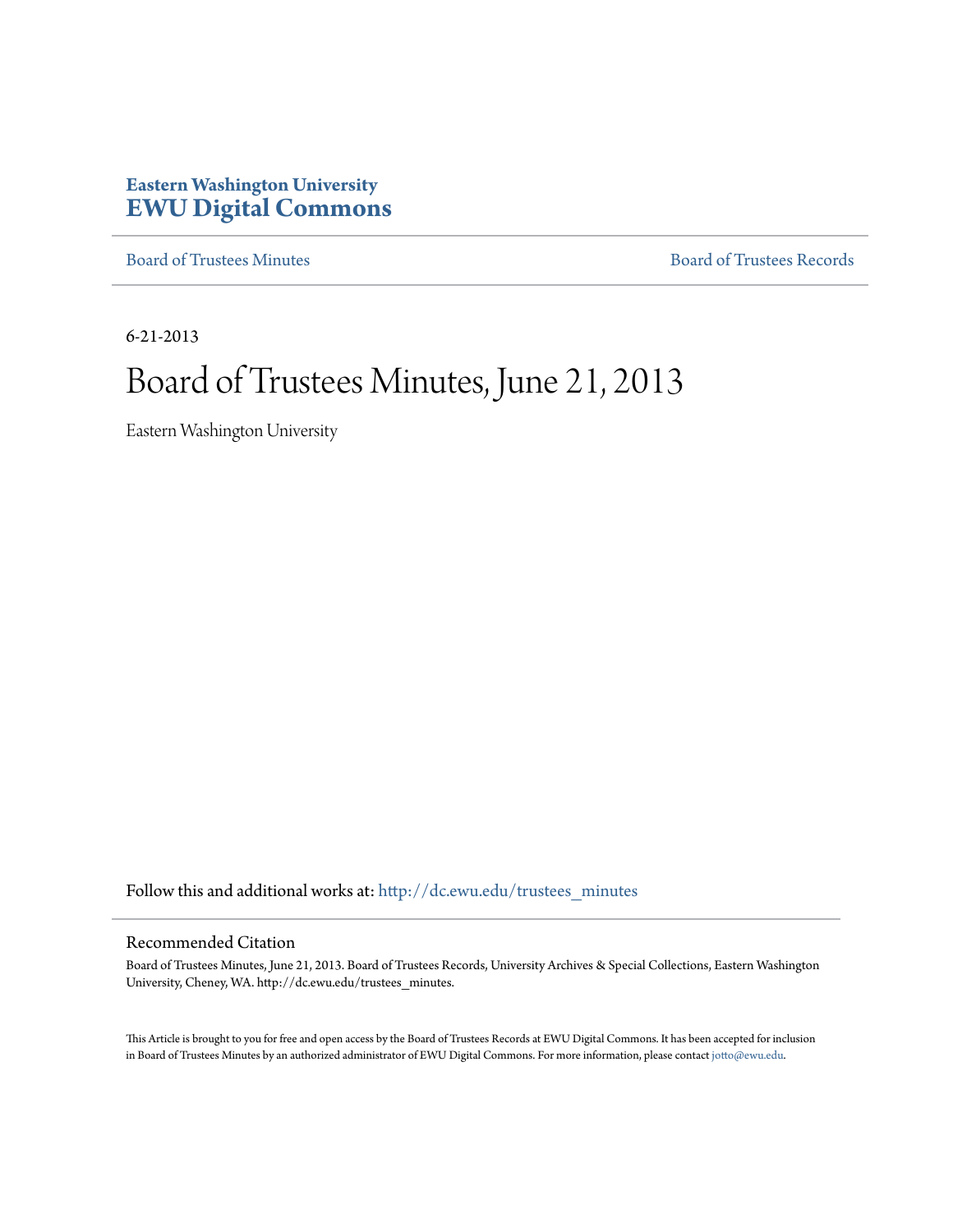**Eastern Washington University**
**EWU Digital Commons**

Board of Trustees Minutes | Board of Trustees Records

6-21-2013

# Board of Trustees Minutes, June 21, 2013

Eastern Washington University

Follow this and additional works at: http://dc.ewu.edu/trustees_minutes

## Recommended Citation

Board of Trustees Minutes, June 21, 2013. Board of Trustees Records, University Archives & Special Collections, Eastern Washington University, Cheney, WA. http://dc.ewu.edu/trustees_minutes.

This Article is brought to you for free and open access by the Board of Trustees Records at EWU Digital Commons. It has been accepted for inclusion in Board of Trustees Minutes by an authorized administrator of EWU Digital Commons. For more information, please contact jotto@ewu.edu.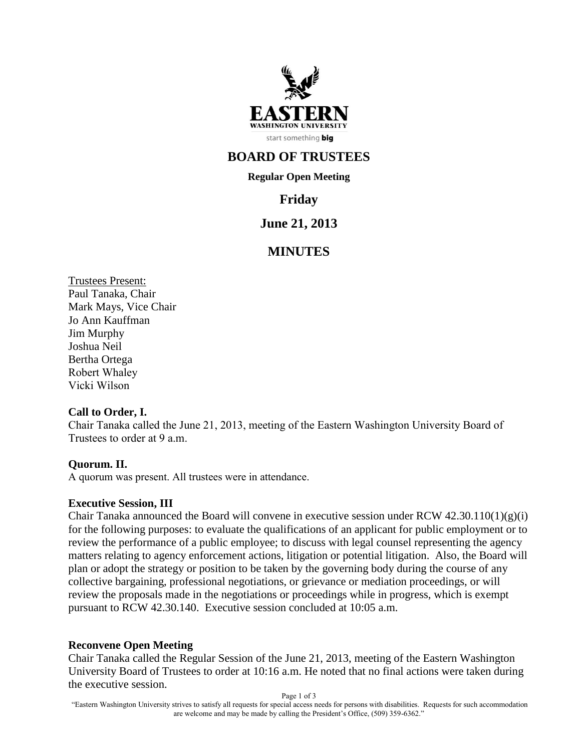# BOARD OF TRUSTEES

**Regular Open Meeting**

## Friday

## June 21, 2013

## MINUTES

Trustees Present:
Paul Tanaka, Chair
Mark Mays, Vice Chair
Jo Ann Kauffman
Jim Murphy
Joshua Neil
Bertha Ortega
Robert Whaley
Vicki Wilson

**Call to Order, I.**
Chair Tanaka called the June 21, 2013, meeting of the Eastern Washington University Board of Trustees to order at 9 a.m.

**Quorum. II.**
A quorum was present. All trustees were in attendance.

**Executive Session, III**
Chair Tanaka announced the Board will convene in executive session under RCW 42.30.110(1)(g)(i) for the following purposes: to evaluate the qualifications of an applicant for public employment or to review the performance of a public employee; to discuss with legal counsel representing the agency matters relating to agency enforcement actions, litigation or potential litigation. Also, the Board will plan or adopt the strategy or position to be taken by the governing body during the course of any collective bargaining, professional negotiations, or grievance or mediation proceedings, or will review the proposals made in the negotiations or proceedings while in progress, which is exempt pursuant to RCW 42.30.140. Executive session concluded at 10:05 a.m.

**Reconvene Open Meeting**
Chair Tanaka called the Regular Session of the June 21, 2013, meeting of the Eastern Washington University Board of Trustees to order at 10:16 a.m. He noted that no final actions were taken during the executive session.

"Eastern Washington University strives to satisfy all requests for special access needs for persons with disabilities. Requests for such accommodation are welcome and may be made by calling the President's Office, (509) 359-6362."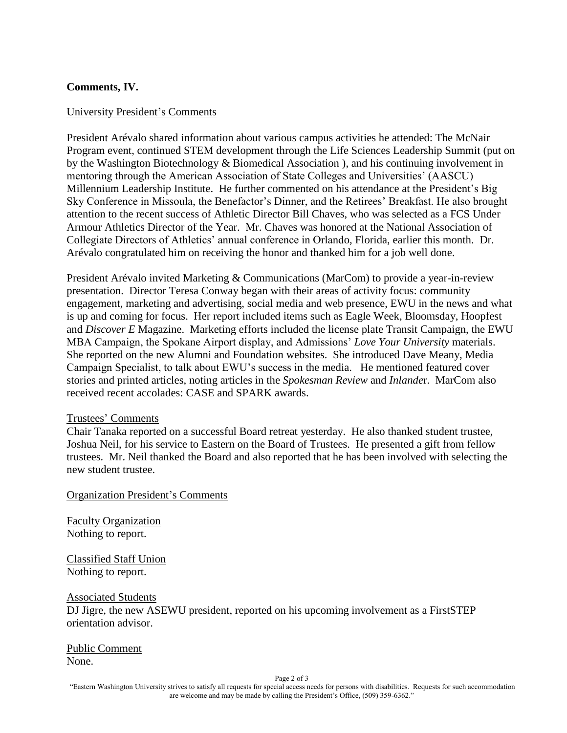**Comments, IV.**

University President's Comments

President Arévalo shared information about various campus activities he attended: The McNair Program event, continued STEM development through the Life Sciences Leadership Summit (put on by the Washington Biotechnology & Biomedical Association ), and his continuing involvement in mentoring through the American Association of State Colleges and Universities' (AASCU) Millennium Leadership Institute. He further commented on his attendance at the President's Big Sky Conference in Missoula, the Benefactor's Dinner, and the Retirees' Breakfast. He also brought attention to the recent success of Athletic Director Bill Chaves, who was selected as a FCS Under Armour Athletics Director of the Year. Mr. Chaves was honored at the National Association of Collegiate Directors of Athletics' annual conference in Orlando, Florida, earlier this month. Dr. Arévalo congratulated him on receiving the honor and thanked him for a job well done.

President Arévalo invited Marketing & Communications (MarCom) to provide a year-in-review presentation. Director Teresa Conway began with their areas of activity focus: community engagement, marketing and advertising, social media and web presence, EWU in the news and what is up and coming for focus. Her report included items such as Eagle Week, Bloomsday, Hoopfest and *Discover E* Magazine. Marketing efforts included the license plate Transit Campaign, the EWU MBA Campaign, the Spokane Airport display, and Admissions' *Love Your University* materials. She reported on the new Alumni and Foundation websites. She introduced Dave Meany, Media Campaign Specialist, to talk about EWU's success in the media. He mentioned featured cover stories and printed articles, noting articles in the *Spokesman Review* and *Inlande*r. MarCom also received recent accolades: CASE and SPARK awards.

Trustees' Comments

Chair Tanaka reported on a successful Board retreat yesterday. He also thanked student trustee, Joshua Neil, for his service to Eastern on the Board of Trustees. He presented a gift from fellow trustees. Mr. Neil thanked the Board and also reported that he has been involved with selecting the new student trustee.

Organization President's Comments

Faculty Organization
Nothing to report.

Classified Staff Union
Nothing to report.

Associated Students
DJ Jigre, the new ASEWU president, reported on his upcoming involvement as a FirstSTEP orientation advisor.

Public Comment
None.

"Eastern Washington University strives to satisfy all requests for special access needs for persons with disabilities. Requests for such accommodation are welcome and may be made by calling the President's Office, (509) 359-6362."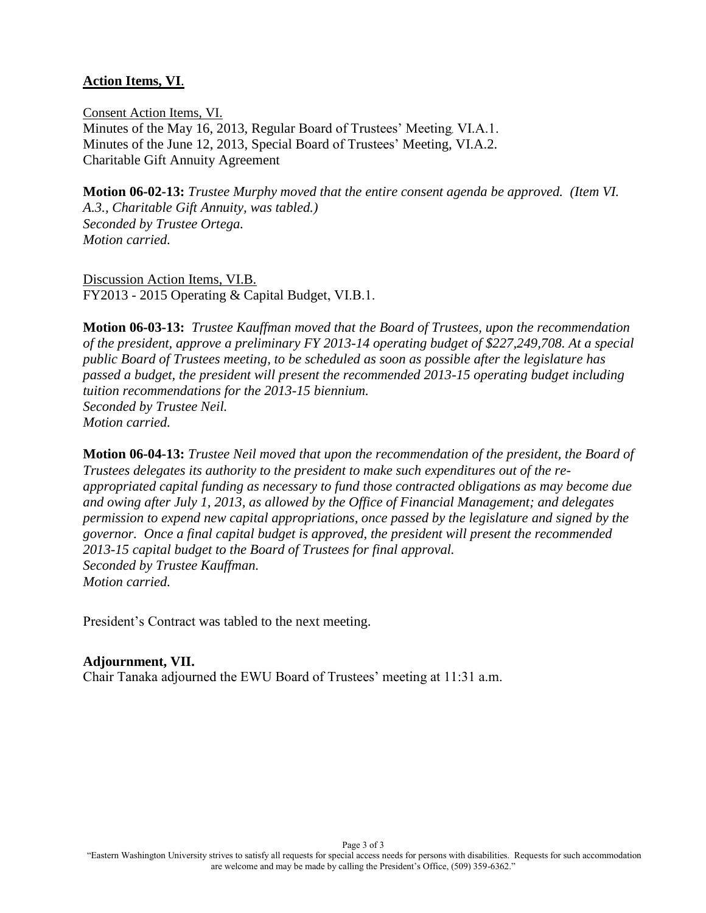## **Action Items, VI**.

Consent Action Items, VI.
Minutes of the May 16, 2013, Regular Board of Trustees' Meeting, VI.A.1.
Minutes of the June 12, 2013, Special Board of Trustees' Meeting, VI.A.2.
Charitable Gift Annuity Agreement

**Motion 06-02-13:** *Trustee Murphy moved that the entire consent agenda be approved. (Item VI. A.3., Charitable Gift Annuity, was tabled.)*
*Seconded by Trustee Ortega.*
*Motion carried.*

Discussion Action Items, VI.B.
FY2013 - 2015 Operating & Capital Budget, VI.B.1.

**Motion 06-03-13:** *Trustee Kauffman moved that the Board of Trustees, upon the recommendation of the president, approve a preliminary FY 2013-14 operating budget of $227,249,708. At a special public Board of Trustees meeting, to be scheduled as soon as possible after the legislature has passed a budget, the president will present the recommended 2013-15 operating budget including tuition recommendations for the 2013-15 biennium.*
*Seconded by Trustee Neil.*
*Motion carried.*

**Motion 06-04-13:** *Trustee Neil moved that upon the recommendation of the president, the Board of Trustees delegates its authority to the president to make such expenditures out of the re-appropriated capital funding as necessary to fund those contracted obligations as may become due and owing after July 1, 2013, as allowed by the Office of Financial Management; and delegates permission to expend new capital appropriations, once passed by the legislature and signed by the governor. Once a final capital budget is approved, the president will present the recommended 2013-15 capital budget to the Board of Trustees for final approval.*
*Seconded by Trustee Kauffman.*
*Motion carried.*

President's Contract was tabled to the next meeting.

### **Adjournment, VII.**

Chair Tanaka adjourned the EWU Board of Trustees' meeting at 11:31 a.m.

"Eastern Washington University strives to satisfy all requests for special access needs for persons with disabilities. Requests for such accommodation are welcome and may be made by calling the President's Office, (509) 359-6362."